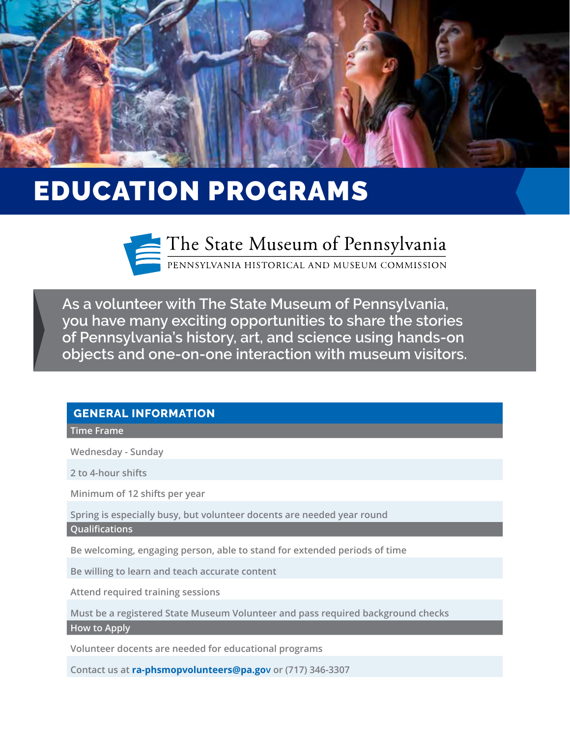# EDUCATION PROGRAMS

The State Museum of Pennsylvania

PENNSYLVANIA HISTORICAL AND MUSEUM COMMISSION

**As a volunteer with The State Museum of Pennsylvania, you have many exciting opportunities to share the stories of Pennsylvania's history, art, and science using hands-on objects and one-on-one interaction with museum visitors.**

## GENERAL INFORMATION

### Time Frame

- Wednesday - Sunday
- 2 to 4-hour shifts
- Minimum of 12 shifts per year
- Spring is especially busy, but volunteer docents are needed year round

### Qualifications

- Be welcoming, engaging person, able to stand for extended periods of time
- Be willing to learn and teach accurate content
- Attend required training sessions
- Must be a registered State Museum Volunteer and pass required background checks

### How to Apply

- Volunteer docents are needed for educational programs
- Contact us at **ra-phsmopvolunteers@pa.gov** or (717) 346-3307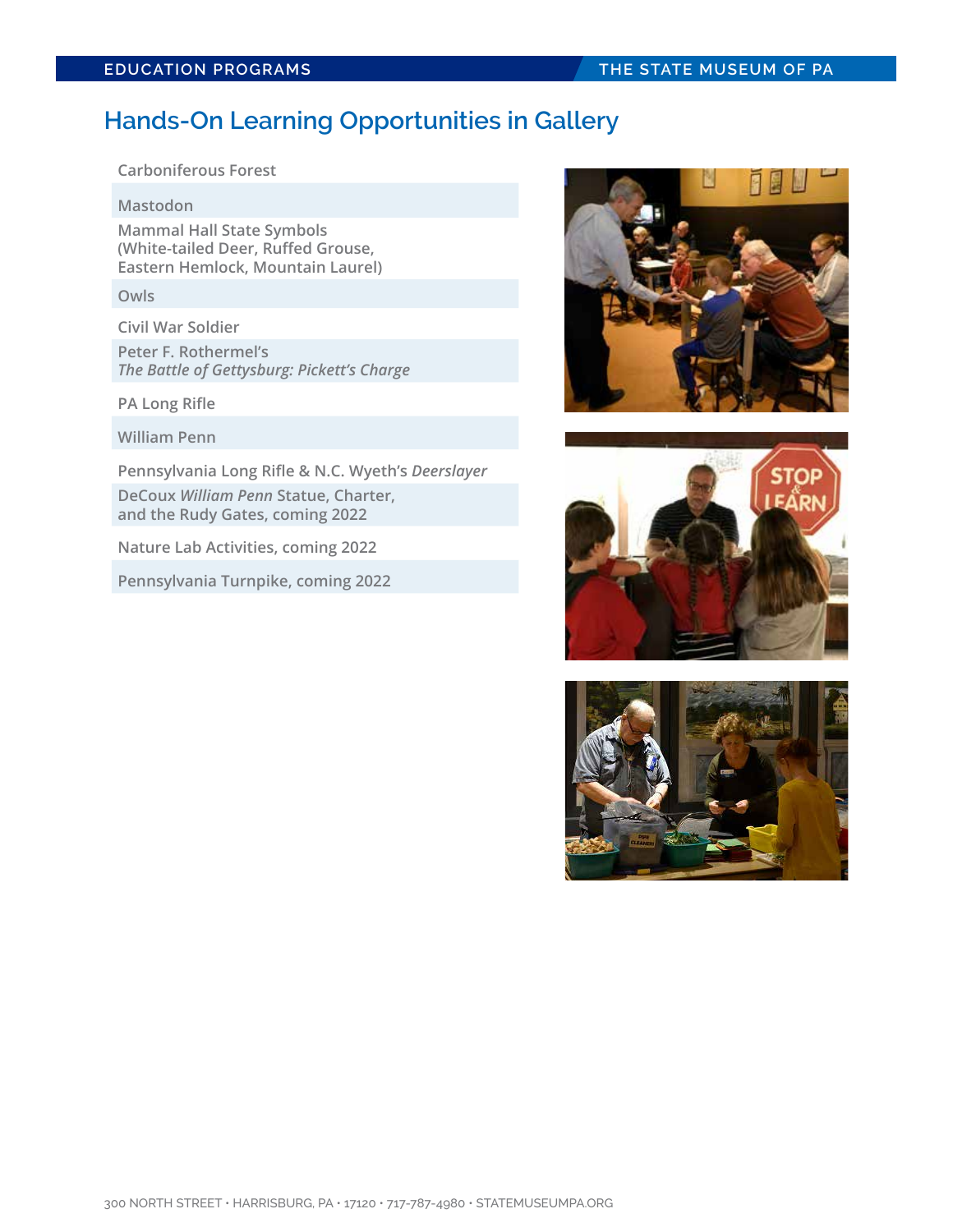## Hands-On Learning Opportunities in Gallery

- Carboniferous Forest
- Mastodon
- Mammal Hall State Symbols (White-tailed Deer, Ruffed Grouse, Eastern Hemlock, Mountain Laurel)
- Owls
- Civil War Soldier
- Peter F. Rothermel's *The Battle of Gettysburg: Pickett's Charge*
- PA Long Rifle
- William Penn
- Pennsylvania Long Rifle & N.C. Wyeth's *Deerslayer*
- DeCoux *William Penn* Statue, Charter, and the Rudy Gates, coming 2022
- Nature Lab Activities, coming 2022
- Pennsylvania Turnpike, coming 2022

300 NORTH STREET • HARRISBURG, PA • 17120 • 717-787-4980 • STATEMUSEUMPA.ORG